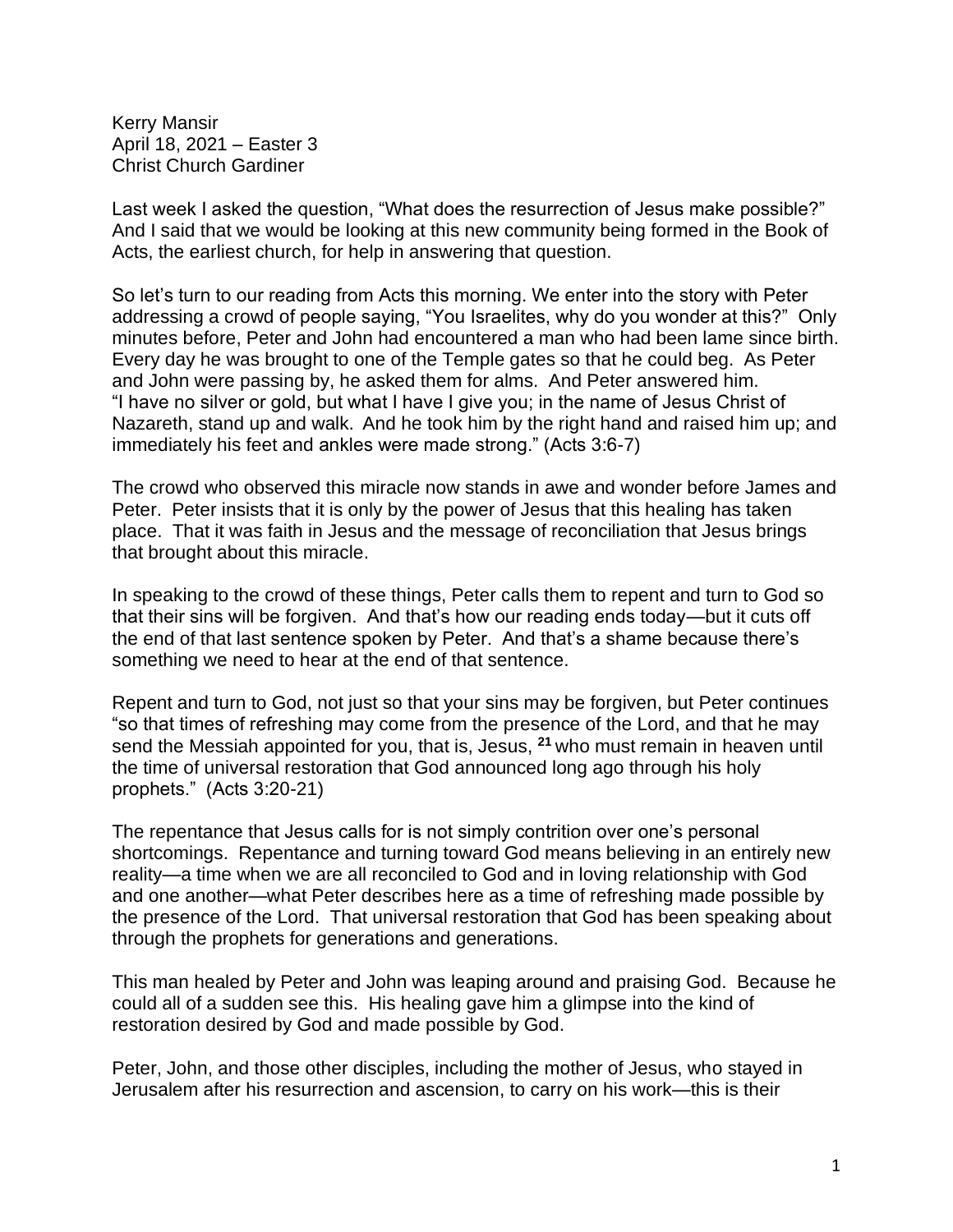Kerry Mansir
April 18, 2021 – Easter 3
Christ Church Gardiner

Last week I asked the question, "What does the resurrection of Jesus make possible?" And I said that we would be looking at this new community being formed in the Book of Acts, the earliest church, for help in answering that question.

So let's turn to our reading from Acts this morning. We enter into the story with Peter addressing a crowd of people saying, "You Israelites, why do you wonder at this?" Only minutes before, Peter and John had encountered a man who had been lame since birth. Every day he was brought to one of the Temple gates so that he could beg. As Peter and John were passing by, he asked them for alms. And Peter answered him. "I have no silver or gold, but what I have I give you; in the name of Jesus Christ of Nazareth, stand up and walk. And he took him by the right hand and raised him up; and immediately his feet and ankles were made strong." (Acts 3:6-7)

The crowd who observed this miracle now stands in awe and wonder before James and Peter. Peter insists that it is only by the power of Jesus that this healing has taken place. That it was faith in Jesus and the message of reconciliation that Jesus brings that brought about this miracle.

In speaking to the crowd of these things, Peter calls them to repent and turn to God so that their sins will be forgiven. And that's how our reading ends today—but it cuts off the end of that last sentence spoken by Peter. And that's a shame because there's something we need to hear at the end of that sentence.

Repent and turn to God, not just so that your sins may be forgiven, but Peter continues "so that times of refreshing may come from the presence of the Lord, and that he may send the Messiah appointed for you, that is, Jesus, **21** who must remain in heaven until the time of universal restoration that God announced long ago through his holy prophets." (Acts 3:20-21)

The repentance that Jesus calls for is not simply contrition over one's personal shortcomings. Repentance and turning toward God means believing in an entirely new reality—a time when we are all reconciled to God and in loving relationship with God and one another—what Peter describes here as a time of refreshing made possible by the presence of the Lord. That universal restoration that God has been speaking about through the prophets for generations and generations.

This man healed by Peter and John was leaping around and praising God. Because he could all of a sudden see this. His healing gave him a glimpse into the kind of restoration desired by God and made possible by God.

Peter, John, and those other disciples, including the mother of Jesus, who stayed in Jerusalem after his resurrection and ascension, to carry on his work—this is their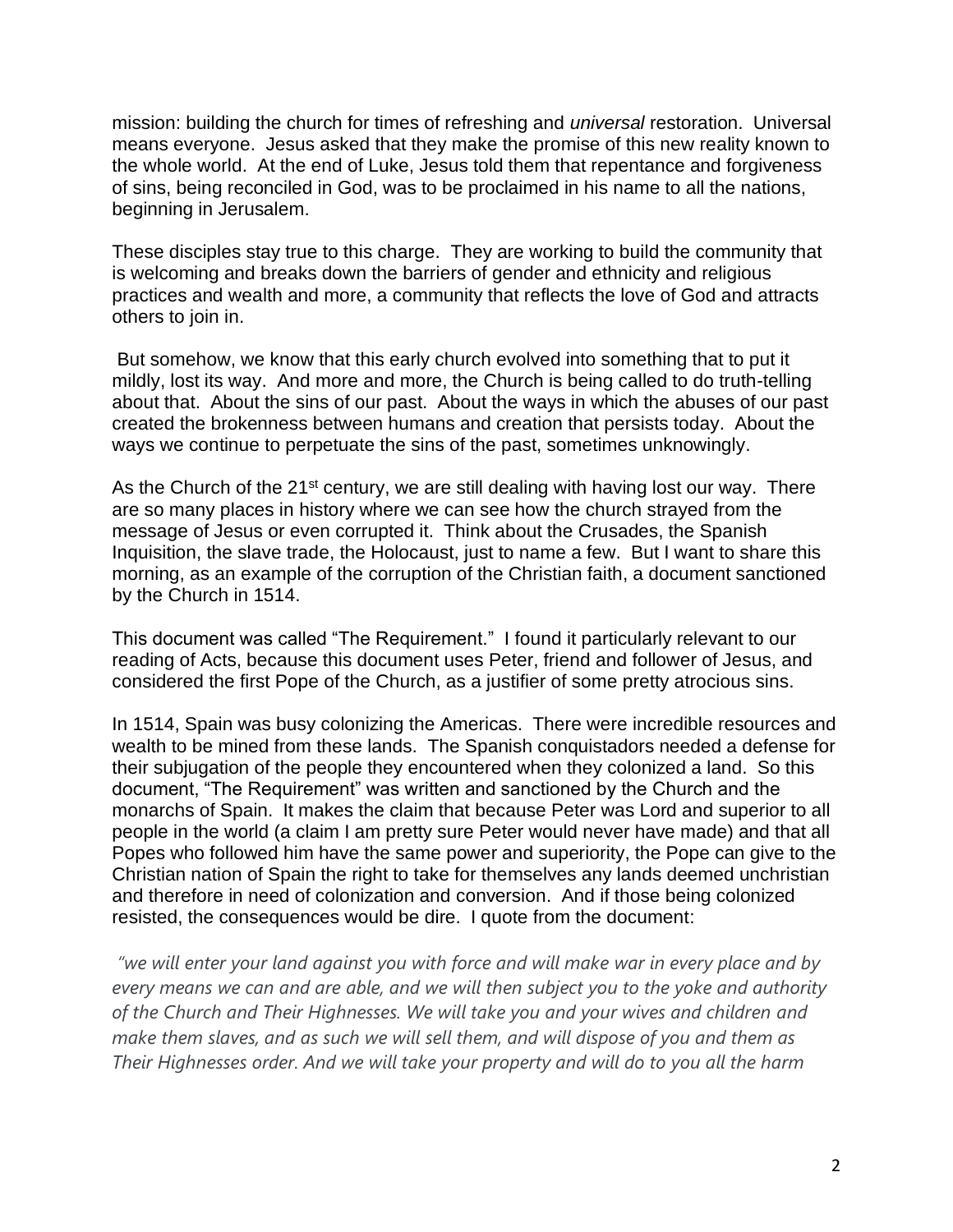mission: building the church for times of refreshing and *universal* restoration. Universal means everyone. Jesus asked that they make the promise of this new reality known to the whole world. At the end of Luke, Jesus told them that repentance and forgiveness of sins, being reconciled in God, was to be proclaimed in his name to all the nations, beginning in Jerusalem.

These disciples stay true to this charge. They are working to build the community that is welcoming and breaks down the barriers of gender and ethnicity and religious practices and wealth and more, a community that reflects the love of God and attracts others to join in.

But somehow, we know that this early church evolved into something that to put it mildly, lost its way. And more and more, the Church is being called to do truth-telling about that. About the sins of our past. About the ways in which the abuses of our past created the brokenness between humans and creation that persists today. About the ways we continue to perpetuate the sins of the past, sometimes unknowingly.

As the Church of the 21st century, we are still dealing with having lost our way. There are so many places in history where we can see how the church strayed from the message of Jesus or even corrupted it. Think about the Crusades, the Spanish Inquisition, the slave trade, the Holocaust, just to name a few. But I want to share this morning, as an example of the corruption of the Christian faith, a document sanctioned by the Church in 1514.

This document was called "The Requirement." I found it particularly relevant to our reading of Acts, because this document uses Peter, friend and follower of Jesus, and considered the first Pope of the Church, as a justifier of some pretty atrocious sins.

In 1514, Spain was busy colonizing the Americas. There were incredible resources and wealth to be mined from these lands. The Spanish conquistadors needed a defense for their subjugation of the people they encountered when they colonized a land. So this document, "The Requirement" was written and sanctioned by the Church and the monarchs of Spain. It makes the claim that because Peter was Lord and superior to all people in the world (a claim I am pretty sure Peter would never have made) and that all Popes who followed him have the same power and superiority, the Pope can give to the Christian nation of Spain the right to take for themselves any lands deemed unchristian and therefore in need of colonization and conversion. And if those being colonized resisted, the consequences would be dire. I quote from the document:

*"we will enter your land against you with force and will make war in every place and by every means we can and are able, and we will then subject you to the yoke and authority of the Church and Their Highnesses. We will take you and your wives and children and make them slaves, and as such we will sell them, and will dispose of you and them as Their Highnesses order. And we will take your property and will do to you all the harm*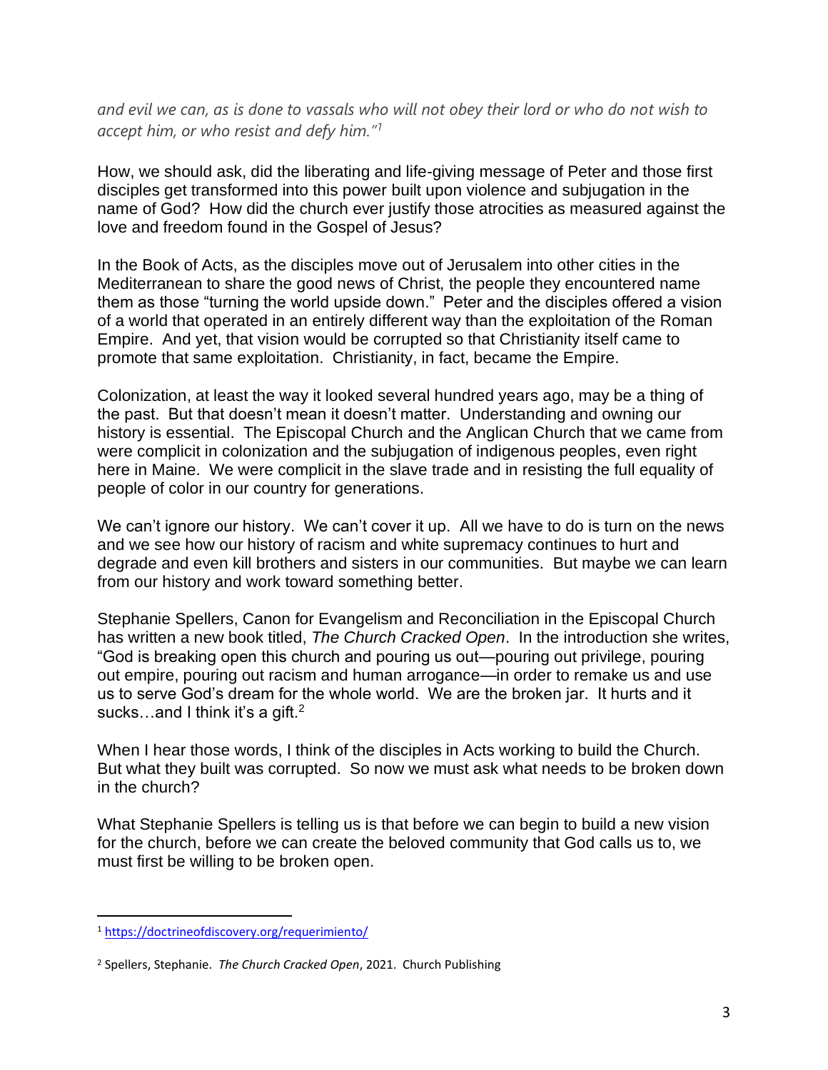*and evil we can, as is done to vassals who will not obey their lord or who do not wish to accept him, or who resist and defy him."*[1]

How, we should ask, did the liberating and life-giving message of Peter and those first disciples get transformed into this power built upon violence and subjugation in the name of God? How did the church ever justify those atrocities as measured against the love and freedom found in the Gospel of Jesus?

In the Book of Acts, as the disciples move out of Jerusalem into other cities in the Mediterranean to share the good news of Christ, the people they encountered name them as those "turning the world upside down." Peter and the disciples offered a vision of a world that operated in an entirely different way than the exploitation of the Roman Empire. And yet, that vision would be corrupted so that Christianity itself came to promote that same exploitation. Christianity, in fact, became the Empire.

Colonization, at least the way it looked several hundred years ago, may be a thing of the past. But that doesn't mean it doesn't matter. Understanding and owning our history is essential. The Episcopal Church and the Anglican Church that we came from were complicit in colonization and the subjugation of indigenous peoples, even right here in Maine. We were complicit in the slave trade and in resisting the full equality of people of color in our country for generations.

We can't ignore our history. We can't cover it up. All we have to do is turn on the news and we see how our history of racism and white supremacy continues to hurt and degrade and even kill brothers and sisters in our communities. But maybe we can learn from our history and work toward something better.

Stephanie Spellers, Canon for Evangelism and Reconciliation in the Episcopal Church has written a new book titled, *The Church Cracked Open*. In the introduction she writes, "God is breaking open this church and pouring us out—pouring out privilege, pouring out empire, pouring out racism and human arrogance—in order to remake us and use us to serve God's dream for the whole world. We are the broken jar. It hurts and it sucks…and I think it's a gift.[2]

When I hear those words, I think of the disciples in Acts working to build the Church. But what they built was corrupted. So now we must ask what needs to be broken down in the church?

What Stephanie Spellers is telling us is that before we can begin to build a new vision for the church, before we can create the beloved community that God calls us to, we must first be willing to be broken open.

---

[1] https://doctrineofdiscovery.org/requerimiento/

[2] Spellers, Stephanie. *The Church Cracked Open*, 2021. Church Publishing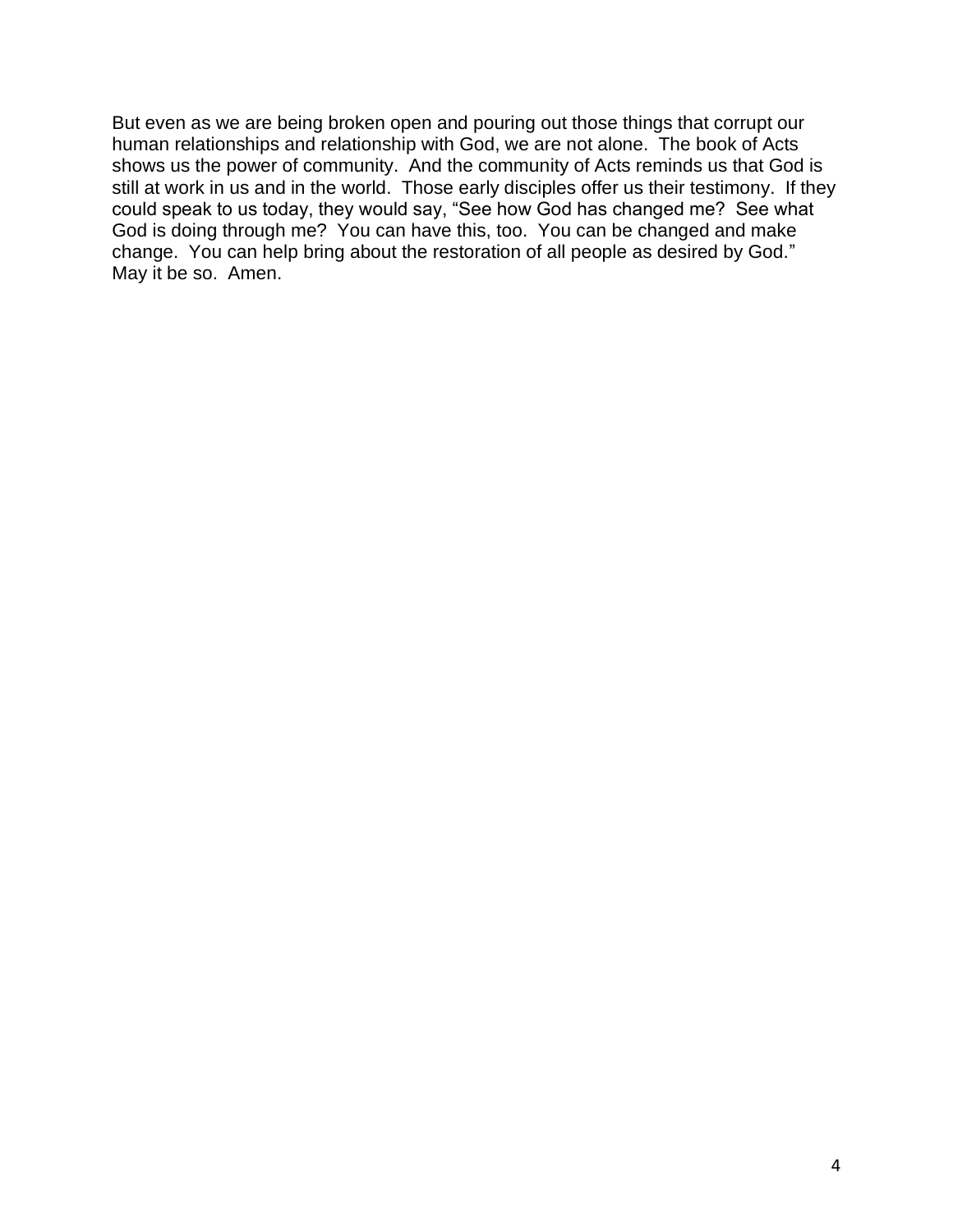But even as we are being broken open and pouring out those things that corrupt our human relationships and relationship with God, we are not alone. The book of Acts shows us the power of community. And the community of Acts reminds us that God is still at work in us and in the world. Those early disciples offer us their testimony. If they could speak to us today, they would say, "See how God has changed me? See what God is doing through me? You can have this, too. You can be changed and make change. You can help bring about the restoration of all people as desired by God." May it be so. Amen.